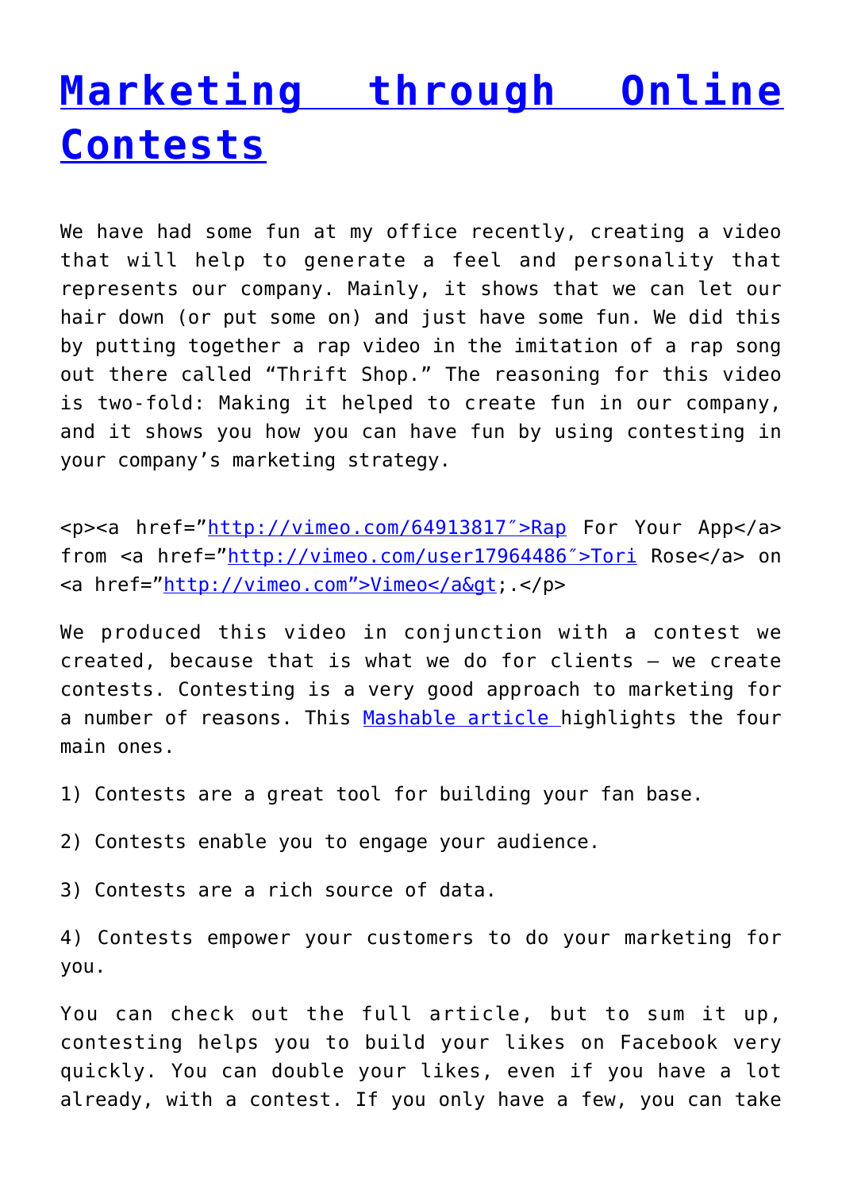# Marketing through Online Contests

We have had some fun at my office recently, creating a video that will help to generate a feel and personality that represents our company. Mainly, it shows that we can let our hair down (or put some on) and just have some fun. We did this by putting together a rap video in the imitation of a rap song out there called “Thrift Shop.” The reasoning for this video is two-fold: Making it helped to create fun in our company, and it shows you how you can have fun by using contesting in your company’s marketing strategy.

<p><a href=”http://vimeo.com/64913817″>Rap For Your App</a> from <a href=”http://vimeo.com/user17964486″>Tori Rose</a> on <a href=”http://vimeo.com”>Vimeo</a&gt;.</p>

We produced this video in conjunction with a contest we created, because that is what we do for clients – we create contests. Contesting is a very good approach to marketing for a number of reasons. This Mashable article highlights the four main ones.

1) Contests are a great tool for building your fan base.

2) Contests enable you to engage your audience.

3) Contests are a rich source of data.

4) Contests empower your customers to do your marketing for you.

You can check out the full article, but to sum it up, contesting helps you to build your likes on Facebook very quickly. You can double your likes, even if you have a lot already, with a contest. If you only have a few, you can take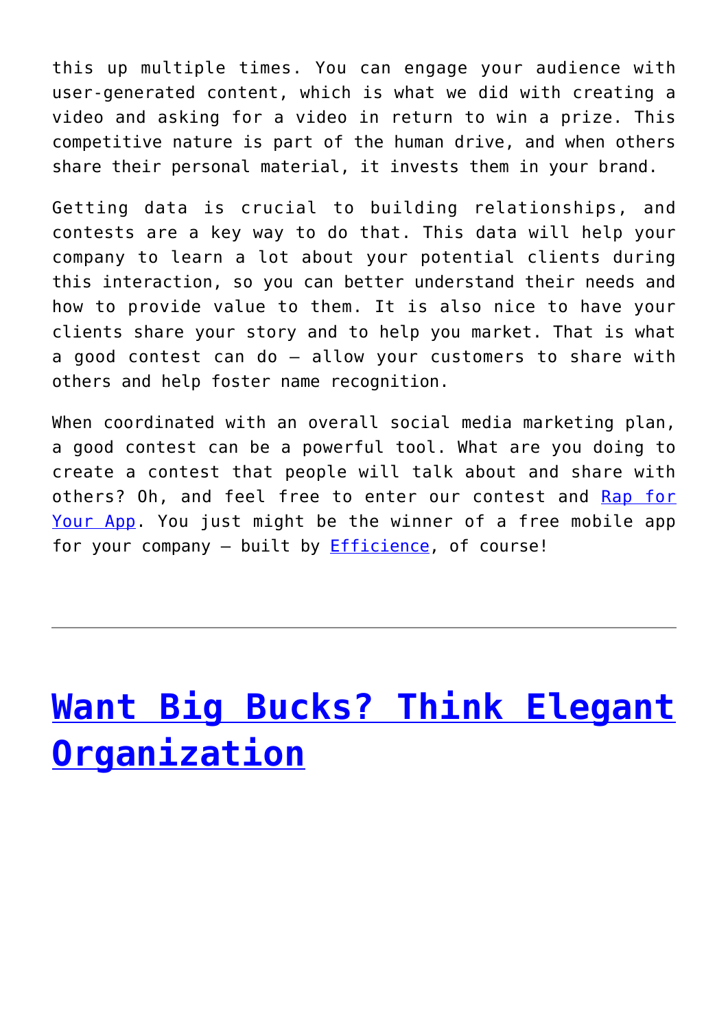this up multiple times. You can engage your audience with user-generated content, which is what we did with creating a video and asking for a video in return to win a prize. This competitive nature is part of the human drive, and when others share their personal material, it invests them in your brand.

Getting data is crucial to building relationships, and contests are a key way to do that. This data will help your company to learn a lot about your potential clients during this interaction, so you can better understand their needs and how to provide value to them. It is also nice to have your clients share your story and to help you market. That is what a good contest can do – allow your customers to share with others and help foster name recognition.

When coordinated with an overall social media marketing plan, a good contest can be a powerful tool. What are you doing to create a contest that people will talk about and share with others? Oh, and feel free to enter our contest and Rap for Your App. You just might be the winner of a free mobile app for your company – built by Efficience, of course!

---

# Want Big Bucks? Think Elegant Organization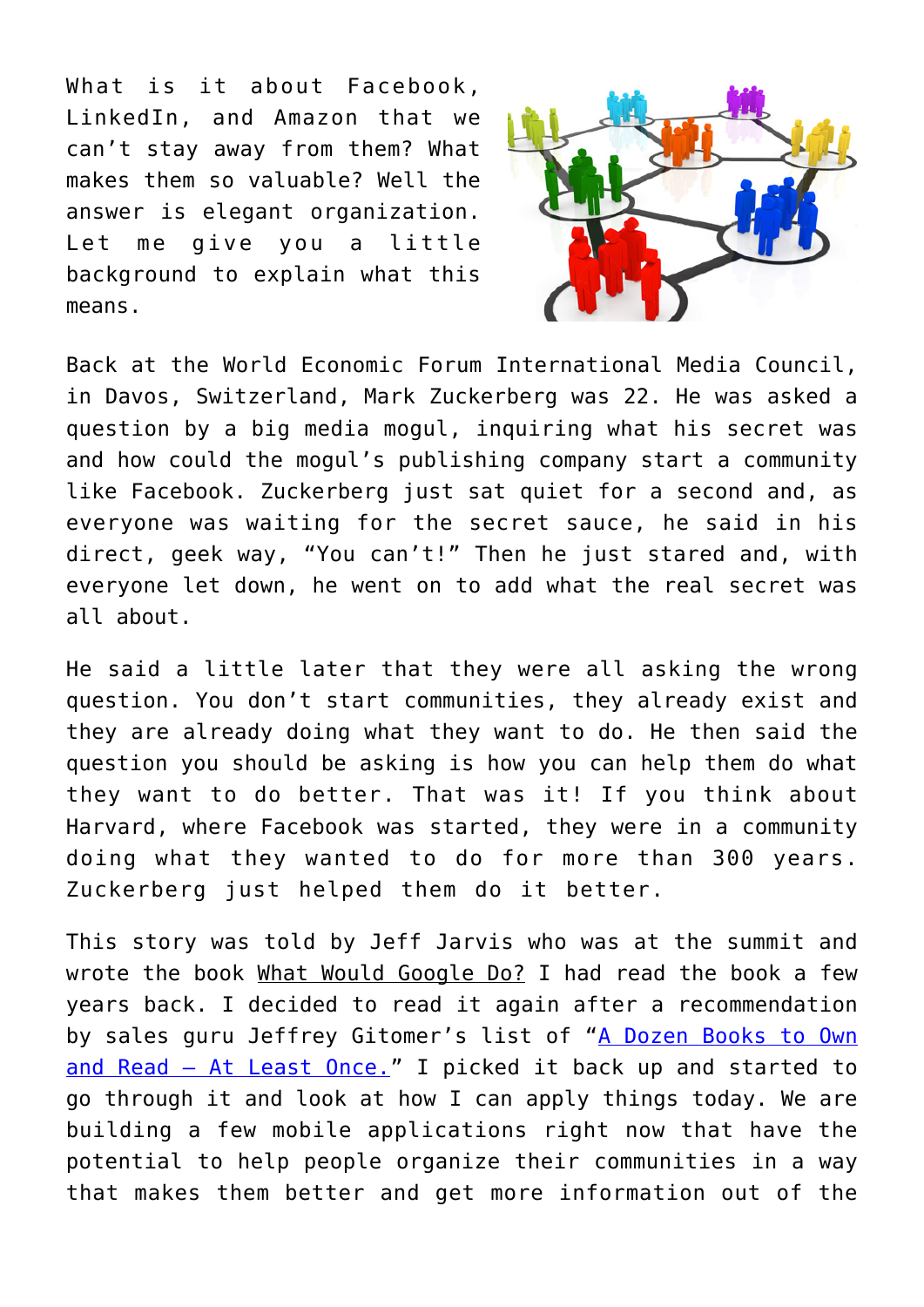What is it about Facebook, LinkedIn, and Amazon that we can't stay away from them? What makes them so valuable? Well the answer is elegant organization. Let me give you a little background to explain what this means.

Back at the World Economic Forum International Media Council, in Davos, Switzerland, Mark Zuckerberg was 22. He was asked a question by a big media mogul, inquiring what his secret was and how could the mogul's publishing company start a community like Facebook. Zuckerberg just sat quiet for a second and, as everyone was waiting for the secret sauce, he said in his direct, geek way, "You can't!" Then he just stared and, with everyone let down, he went on to add what the real secret was all about.

He said a little later that they were all asking the wrong question. You don't start communities, they already exist and they are already doing what they want to do. He then said the question you should be asking is how you can help them do what they want to do better. That was it! If you think about Harvard, where Facebook was started, they were in a community doing what they wanted to do for more than 300 years. Zuckerberg just helped them do it better.

This story was told by Jeff Jarvis who was at the summit and wrote the book What Would Google Do? I had read the book a few years back. I decided to read it again after a recommendation by sales guru Jeffrey Gitomer's list of "[A Dozen Books to Own and Read – At Least Once.]" I picked it back up and started to go through it and look at how I can apply things today. We are building a few mobile applications right now that have the potential to help people organize their communities in a way that makes them better and get more information out of the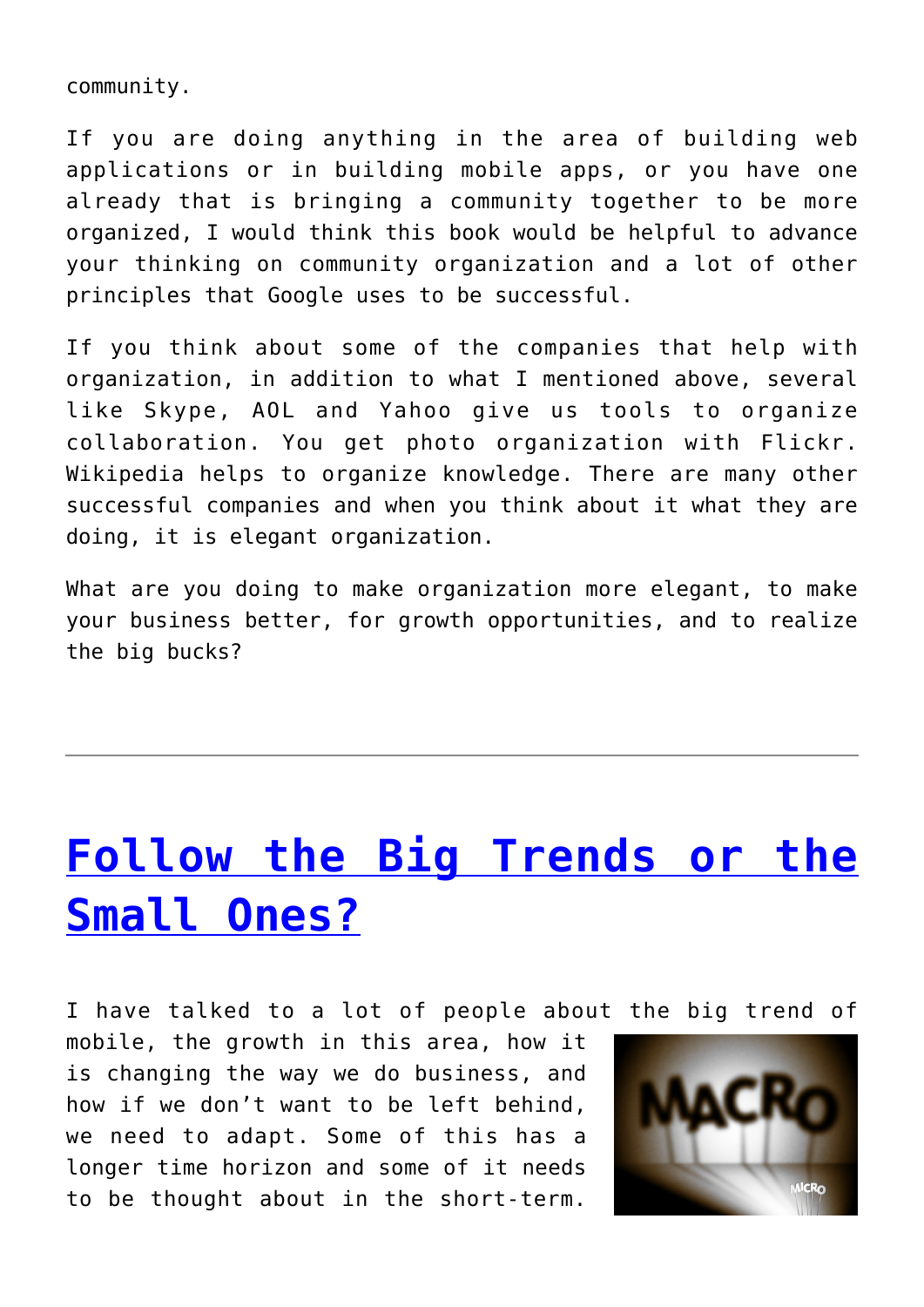community.

If you are doing anything in the area of building web applications or in building mobile apps, or you have one already that is bringing a community together to be more organized, I would think this book would be helpful to advance your thinking on community organization and a lot of other principles that Google uses to be successful.

If you think about some of the companies that help with organization, in addition to what I mentioned above, several like Skype, AOL and Yahoo give us tools to organize collaboration. You get photo organization with Flickr. Wikipedia helps to organize knowledge. There are many other successful companies and when you think about it what they are doing, it is elegant organization.

What are you doing to make organization more elegant, to make your business better, for growth opportunities, and to realize the big bucks?

---

## Follow the Big Trends or the Small Ones?

I have talked to a lot of people about the big trend of mobile, the growth in this area, how it is changing the way we do business, and how if we don't want to be left behind, we need to adapt. Some of this has a longer time horizon and some of it needs to be thought about in the short-term.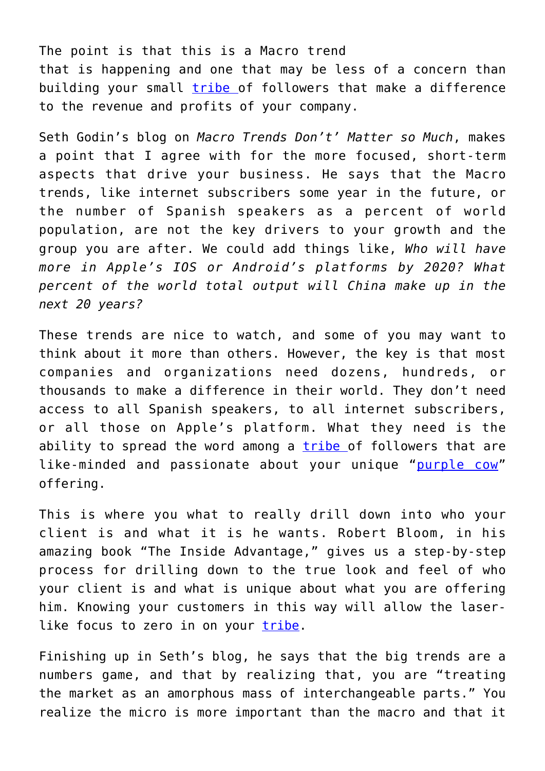The point is that this is a Macro trend that is happening and one that may be less of a concern than building your small tribe of followers that make a difference to the revenue and profits of your company.

Seth Godin's blog on *Macro Trends Don't' Matter so Much*, makes a point that I agree with for the more focused, short-term aspects that drive your business. He says that the Macro trends, like internet subscribers some year in the future, or the number of Spanish speakers as a percent of world population, are not the key drivers to your growth and the group you are after. We could add things like, *Who will have more in Apple's IOS or Android's platforms by 2020? What percent of the world total output will China make up in the next 20 years?*

These trends are nice to watch, and some of you may want to think about it more than others. However, the key is that most companies and organizations need dozens, hundreds, or thousands to make a difference in their world. They don't need access to all Spanish speakers, to all internet subscribers, or all those on Apple's platform. What they need is the ability to spread the word among a tribe of followers that are like-minded and passionate about your unique "purple cow" offering.

This is where you what to really drill down into who your client is and what it is he wants. Robert Bloom, in his amazing book "The Inside Advantage," gives us a step-by-step process for drilling down to the true look and feel of who your client is and what is unique about what you are offering him. Knowing your customers in this way will allow the laser-like focus to zero in on your tribe.

Finishing up in Seth's blog, he says that the big trends are a numbers game, and that by realizing that, you are "treating the market as an amorphous mass of interchangeable parts." You realize the micro is more important than the macro and that it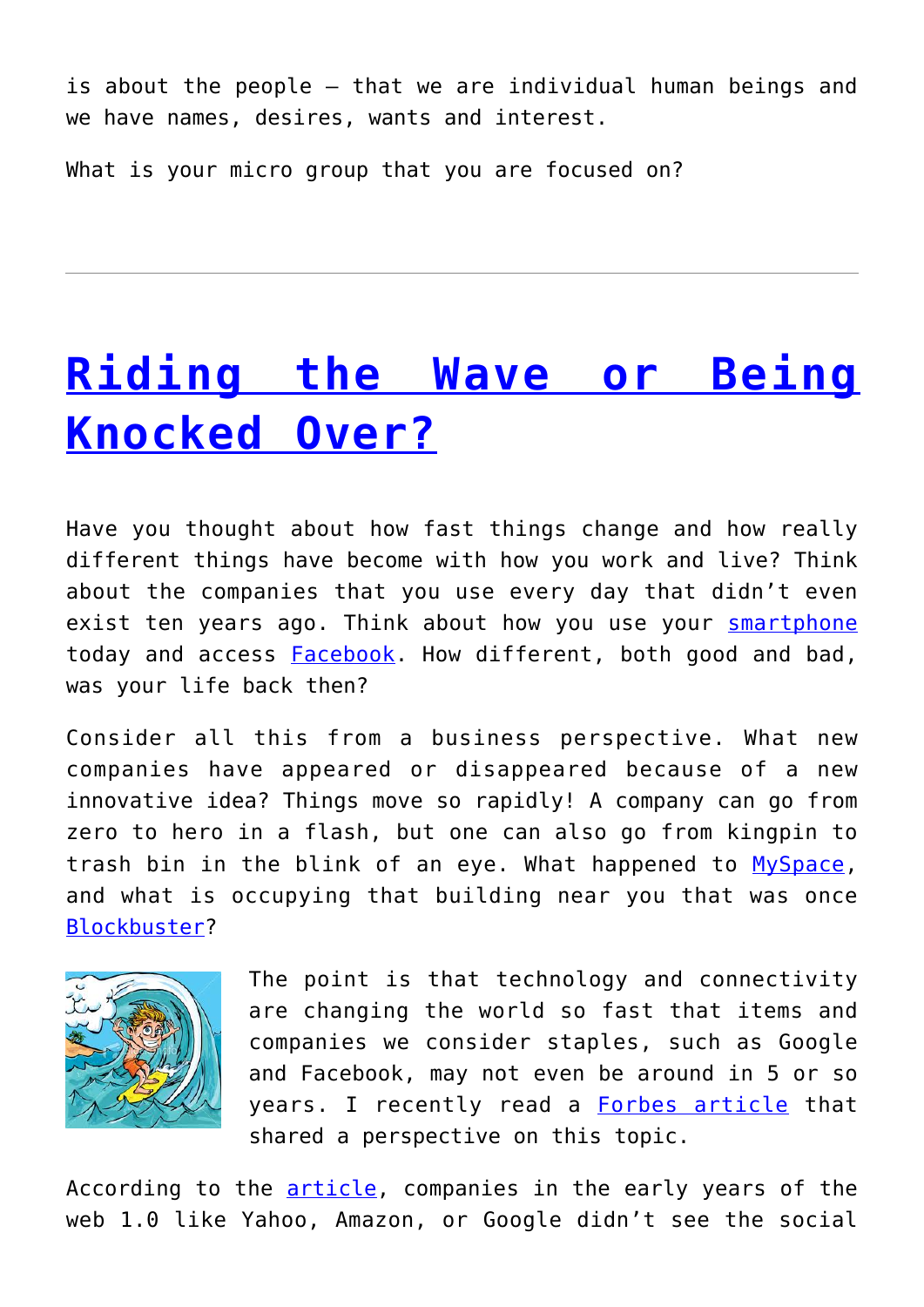is about the people – that we are individual human beings and we have names, desires, wants and interest.

What is your micro group that you are focused on?

---

# [Riding the Wave or Being Knocked Over?]()

Have you thought about how fast things change and how really different things have become with how you work and live? Think about the companies that you use every day that didn't even exist ten years ago. Think about how you use your [smartphone]() today and access [Facebook](). How different, both good and bad, was your life back then?

Consider all this from a business perspective. What new companies have appeared or disappeared because of a new innovative idea? Things move so rapidly! A company can go from zero to hero in a flash, but one can also go from kingpin to trash bin in the blink of an eye. What happened to [MySpace](), and what is occupying that building near you that was once [Blockbuster]()?

The point is that technology and connectivity are changing the world so fast that items and companies we consider staples, such as Google and Facebook, may not even be around in 5 or so years. I recently read a [Forbes article]() that shared a perspective on this topic.

According to the [article](), companies in the early years of the web 1.0 like Yahoo, Amazon, or Google didn't see the social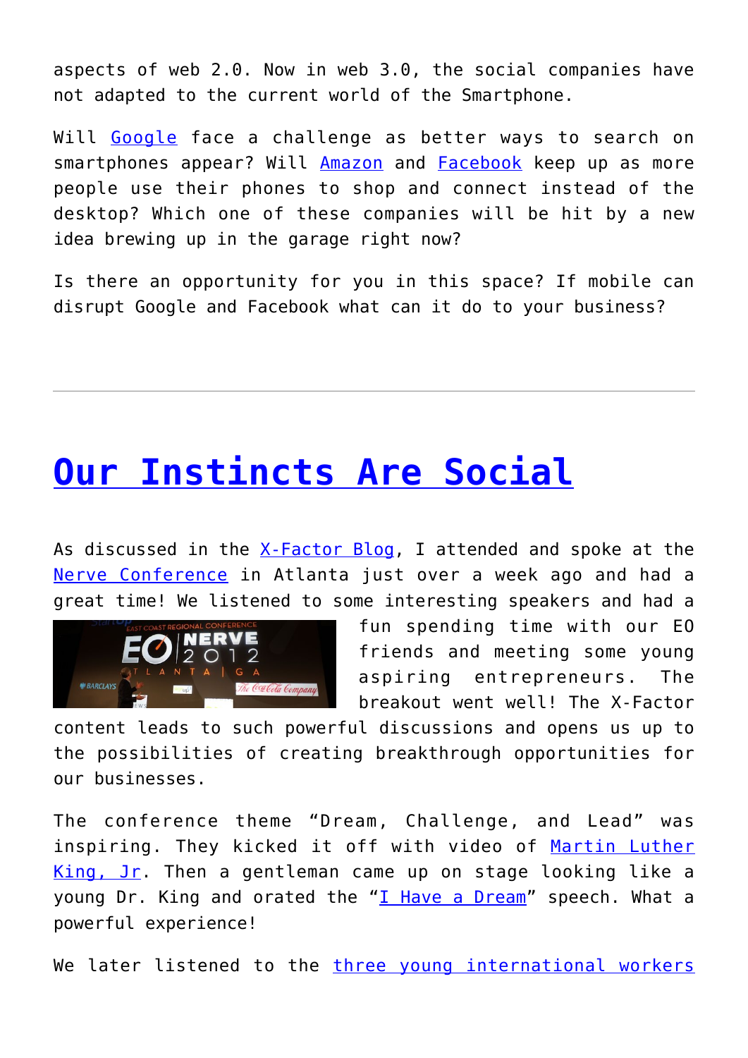aspects of web 2.0. Now in web 3.0, the social companies have not adapted to the current world of the Smartphone.

Will Google face a challenge as better ways to search on smartphones appear? Will Amazon and Facebook keep up as more people use their phones to shop and connect instead of the desktop? Which one of these companies will be hit by a new idea brewing up in the garage right now?

Is there an opportunity for you in this space? If mobile can disrupt Google and Facebook what can it do to your business?

---

# Our Instincts Are Social

As discussed in the X-Factor Blog, I attended and spoke at the Nerve Conference in Atlanta just over a week ago and had a great time! We listened to some interesting speakers and had a fun spending time with our EO friends and meeting some young aspiring entrepreneurs. The breakout went well! The X-Factor content leads to such powerful discussions and opens us up to the possibilities of creating breakthrough opportunities for our businesses.

The conference theme "Dream, Challenge, and Lead" was inspiring. They kicked it off with video of Martin Luther King, Jr. Then a gentleman came up on stage looking like a young Dr. King and orated the "I Have a Dream" speech. What a powerful experience!

We later listened to the three young international workers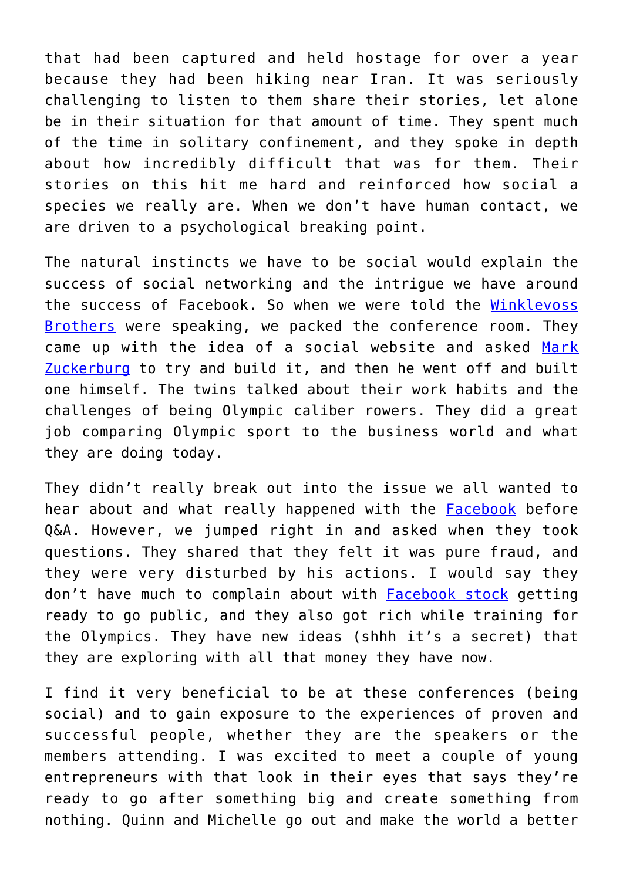that had been captured and held hostage for over a year because they had been hiking near Iran. It was seriously challenging to listen to them share their stories, let alone be in their situation for that amount of time. They spent much of the time in solitary confinement, and they spoke in depth about how incredibly difficult that was for them. Their stories on this hit me hard and reinforced how social a species we really are. When we don't have human contact, we are driven to a psychological breaking point.

The natural instincts we have to be social would explain the success of social networking and the intrigue we have around the success of Facebook. So when we were told the Winklevoss Brothers were speaking, we packed the conference room. They came up with the idea of a social website and asked Mark Zuckerburg to try and build it, and then he went off and built one himself. The twins talked about their work habits and the challenges of being Olympic caliber rowers. They did a great job comparing Olympic sport to the business world and what they are doing today.

They didn't really break out into the issue we all wanted to hear about and what really happened with the Facebook before Q&A. However, we jumped right in and asked when they took questions. They shared that they felt it was pure fraud, and they were very disturbed by his actions. I would say they don't have much to complain about with Facebook stock getting ready to go public, and they also got rich while training for the Olympics. They have new ideas (shhh it's a secret) that they are exploring with all that money they have now.

I find it very beneficial to be at these conferences (being social) and to gain exposure to the experiences of proven and successful people, whether they are the speakers or the members attending. I was excited to meet a couple of young entrepreneurs with that look in their eyes that says they're ready to go after something big and create something from nothing. Quinn and Michelle go out and make the world a better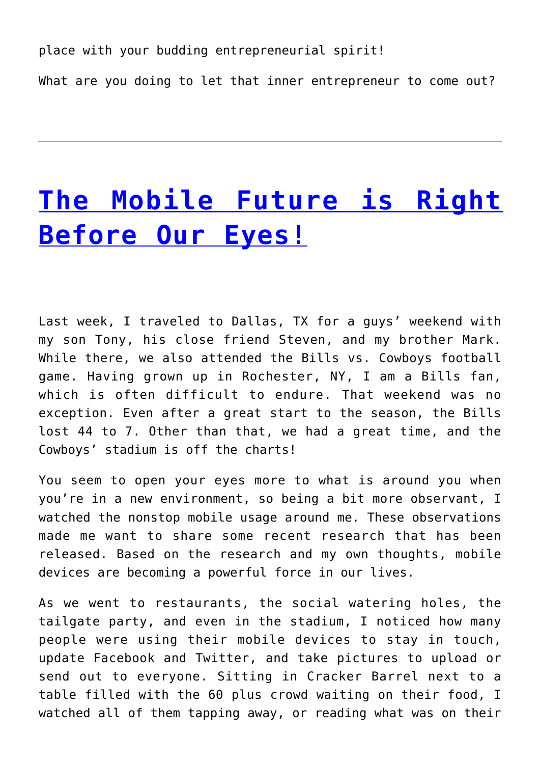place with your budding entrepreneurial spirit!

What are you doing to let that inner entrepreneur to come out?

---

# [The Mobile Future is Right Before Our Eyes!]()

Last week, I traveled to Dallas, TX for a guys' weekend with my son Tony, his close friend Steven, and my brother Mark. While there, we also attended the Bills vs. Cowboys football game. Having grown up in Rochester, NY, I am a Bills fan, which is often difficult to endure. That weekend was no exception. Even after a great start to the season, the Bills lost 44 to 7. Other than that, we had a great time, and the Cowboys' stadium is off the charts!

You seem to open your eyes more to what is around you when you're in a new environment, so being a bit more observant, I watched the nonstop mobile usage around me. These observations made me want to share some recent research that has been released. Based on the research and my own thoughts, mobile devices are becoming a powerful force in our lives.

As we went to restaurants, the social watering holes, the tailgate party, and even in the stadium, I noticed how many people were using their mobile devices to stay in touch, update Facebook and Twitter, and take pictures to upload or send out to everyone. Sitting in Cracker Barrel next to a table filled with the 60 plus crowd waiting on their food, I watched all of them tapping away, or reading what was on their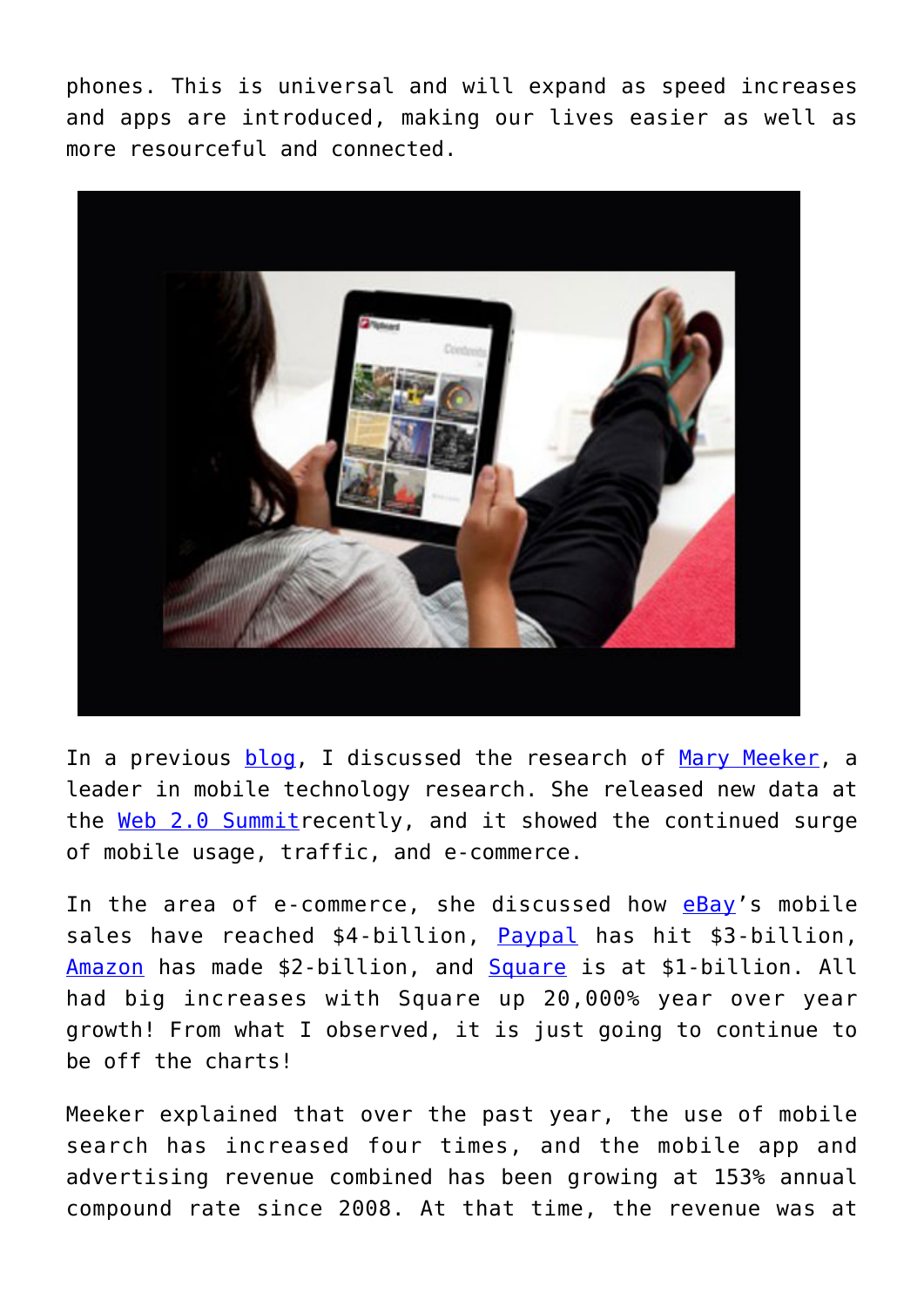phones. This is universal and will expand as speed increases and apps are introduced, making our lives easier as well as more resourceful and connected.

In a previous blog, I discussed the research of Mary Meeker, a leader in mobile technology research. She released new data at the Web 2.0 Summitrecently, and it showed the continued surge of mobile usage, traffic, and e-commerce.

In the area of e-commerce, she discussed how eBay's mobile sales have reached $4-billion, Paypal has hit $3-billion, Amazon has made $2-billion, and Square is at $1-billion. All had big increases with Square up 20,000% year over year growth! From what I observed, it is just going to continue to be off the charts!

Meeker explained that over the past year, the use of mobile search has increased four times, and the mobile app and advertising revenue combined has been growing at 153% annual compound rate since 2008. At that time, the revenue was at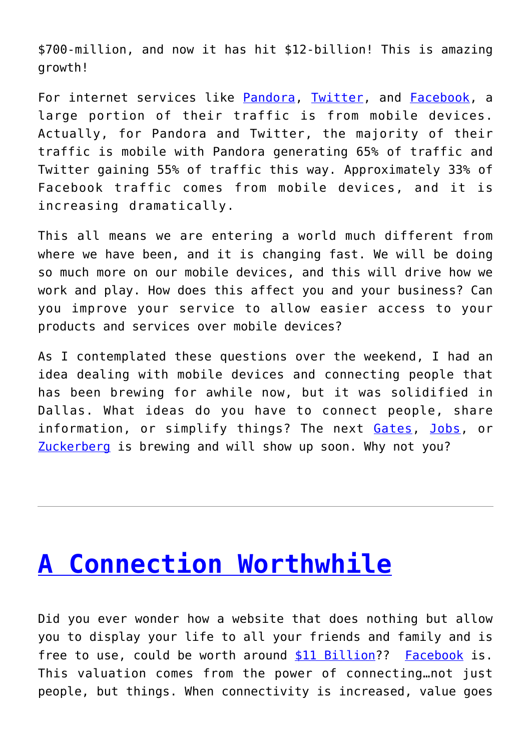$700-million, and now it has hit $12-billion! This is amazing growth!

For internet services like Pandora, Twitter, and Facebook, a large portion of their traffic is from mobile devices. Actually, for Pandora and Twitter, the majority of their traffic is mobile with Pandora generating 65% of traffic and Twitter gaining 55% of traffic this way. Approximately 33% of Facebook traffic comes from mobile devices, and it is increasing dramatically.

This all means we are entering a world much different from where we have been, and it is changing fast. We will be doing so much more on our mobile devices, and this will drive how we work and play. How does this affect you and your business? Can you improve your service to allow easier access to your products and services over mobile devices?

As I contemplated these questions over the weekend, I had an idea dealing with mobile devices and connecting people that has been brewing for awhile now, but it was solidified in Dallas. What ideas do you have to connect people, share information, or simplify things? The next Gates, Jobs, or Zuckerberg is brewing and will show up soon. Why not you?

---

# A Connection Worthwhile

Did you ever wonder how a website that does nothing but allow you to display your life to all your friends and family and is free to use, could be worth around $11 Billion?? Facebook is. This valuation comes from the power of connecting…not just people, but things. When connectivity is increased, value goes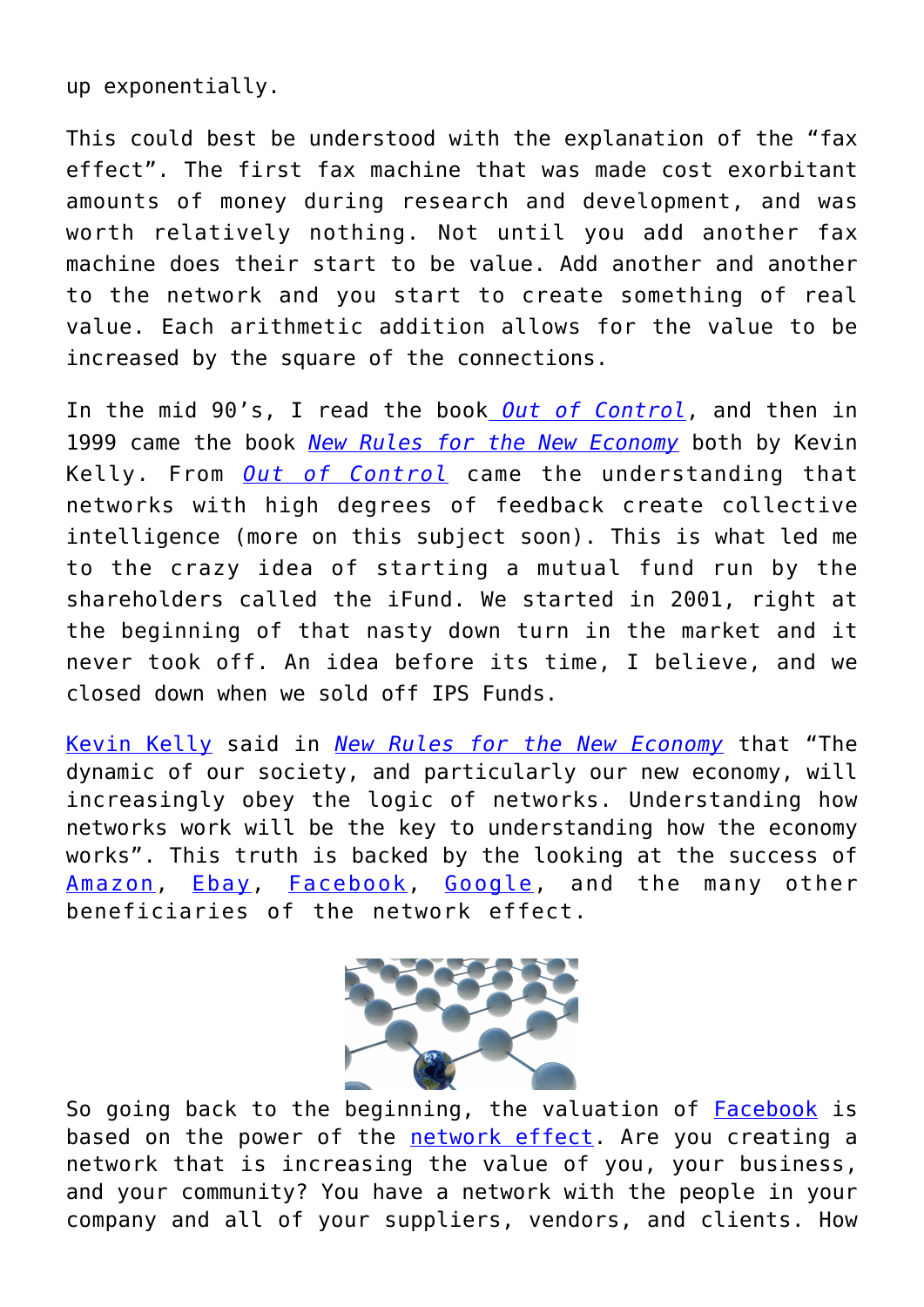up exponentially.

This could best be understood with the explanation of the "fax effect". The first fax machine that was made cost exorbitant amounts of money during research and development, and was worth relatively nothing. Not until you add another fax machine does their start to be value. Add another and another to the network and you start to create something of real value. Each arithmetic addition allows for the value to be increased by the square of the connections.

In the mid 90's, I read the book *Out of Control*, and then in 1999 came the book *New Rules for the New Economy* both by Kevin Kelly. From *Out of Control* came the understanding that networks with high degrees of feedback create collective intelligence (more on this subject soon). This is what led me to the crazy idea of starting a mutual fund run by the shareholders called the iFund. We started in 2001, right at the beginning of that nasty down turn in the market and it never took off. An idea before its time, I believe, and we closed down when we sold off IPS Funds.

Kevin Kelly said in *New Rules for the New Economy* that "The dynamic of our society, and particularly our new economy, will increasingly obey the logic of networks. Understanding how networks work will be the key to understanding how the economy works". This truth is backed by the looking at the success of Amazon, Ebay, Facebook, Google, and the many other beneficiaries of the network effect.

So going back to the beginning, the valuation of Facebook is based on the power of the network effect. Are you creating a network that is increasing the value of you, your business, and your community? You have a network with the people in your company and all of your suppliers, vendors, and clients. How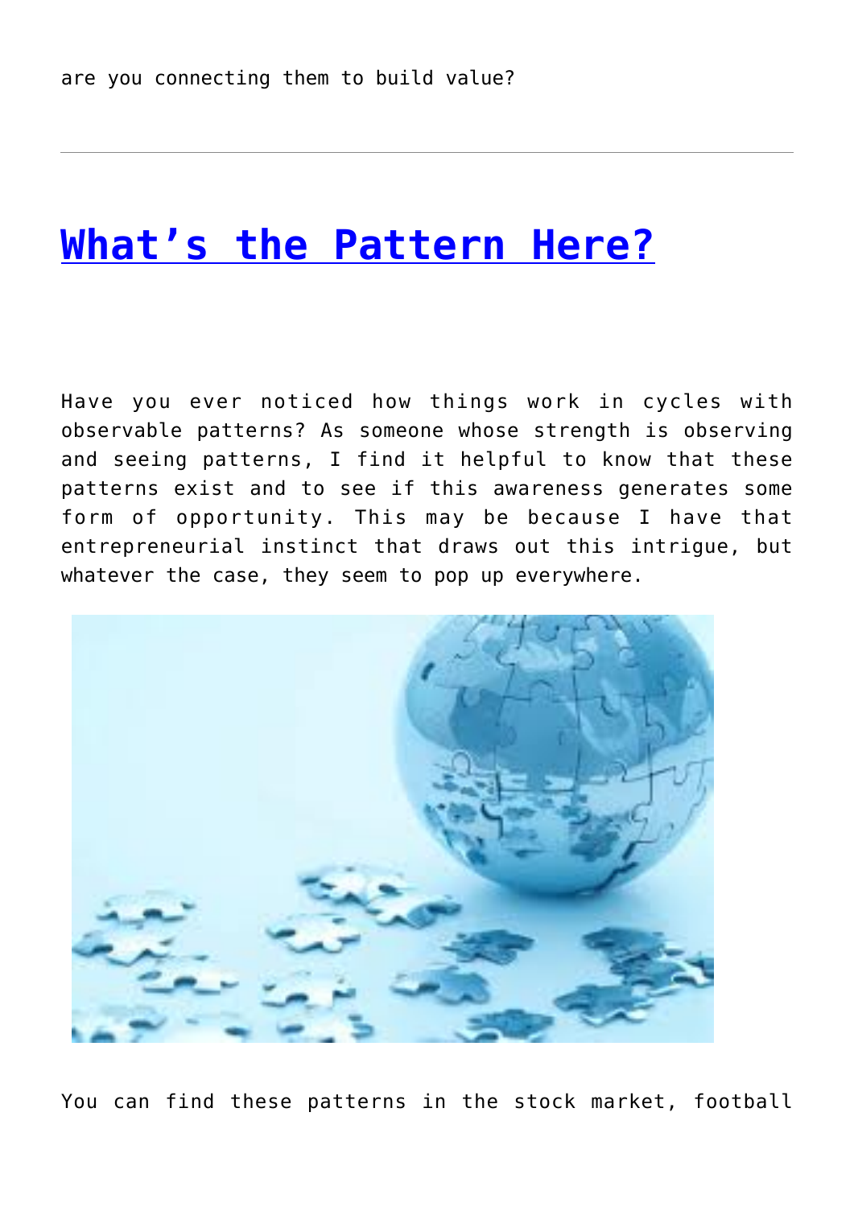are you connecting them to build value?

---

## [What's the Pattern Here?]

Have you ever noticed how things work in cycles with observable patterns? As someone whose strength is observing and seeing patterns, I find it helpful to know that these patterns exist and to see if this awareness generates some form of opportunity. This may be because I have that entrepreneurial instinct that draws out this intrigue, but whatever the case, they seem to pop up everywhere.

You can find these patterns in the stock market, football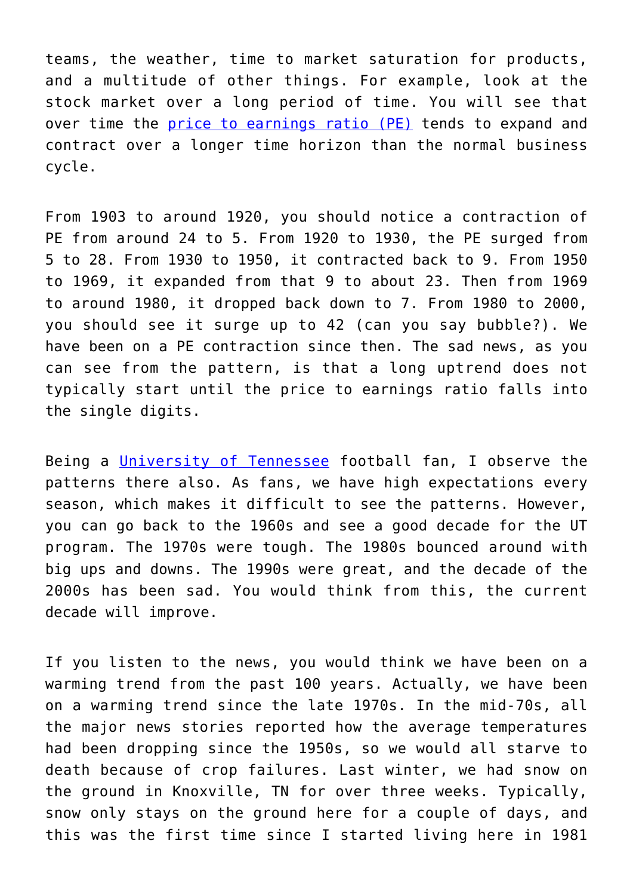teams, the weather, time to market saturation for products, and a multitude of other things. For example, look at the stock market over a long period of time. You will see that over time the [price to earnings ratio (PE)] tends to expand and contract over a longer time horizon than the normal business cycle.

From 1903 to around 1920, you should notice a contraction of PE from around 24 to 5. From 1920 to 1930, the PE surged from 5 to 28. From 1930 to 1950, it contracted back to 9. From 1950 to 1969, it expanded from that 9 to about 23. Then from 1969 to around 1980, it dropped back down to 7. From 1980 to 2000, you should see it surge up to 42 (can you say bubble?). We have been on a PE contraction since then. The sad news, as you can see from the pattern, is that a long uptrend does not typically start until the price to earnings ratio falls into the single digits.

Being a [University of Tennessee] football fan, I observe the patterns there also. As fans, we have high expectations every season, which makes it difficult to see the patterns. However, you can go back to the 1960s and see a good decade for the UT program. The 1970s were tough. The 1980s bounced around with big ups and downs. The 1990s were great, and the decade of the 2000s has been sad. You would think from this, the current decade will improve.

If you listen to the news, you would think we have been on a warming trend from the past 100 years. Actually, we have been on a warming trend since the late 1970s. In the mid-70s, all the major news stories reported how the average temperatures had been dropping since the 1950s, so we would all starve to death because of crop failures. Last winter, we had snow on the ground in Knoxville, TN for over three weeks. Typically, snow only stays on the ground here for a couple of days, and this was the first time since I started living here in 1981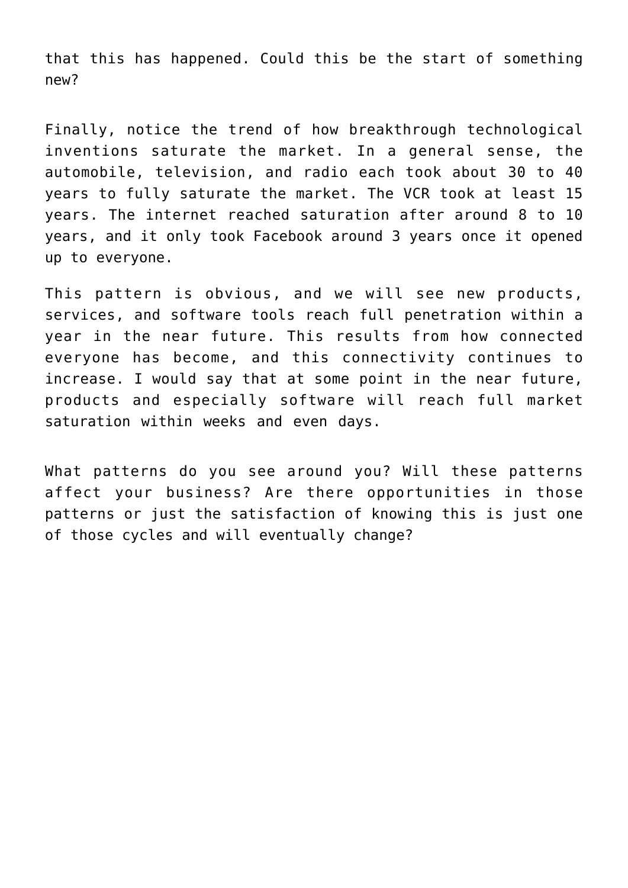that this has happened. Could this be the start of something new?

Finally, notice the trend of how breakthrough technological inventions saturate the market. In a general sense, the automobile, television, and radio each took about 30 to 40 years to fully saturate the market. The VCR took at least 15 years. The internet reached saturation after around 8 to 10 years, and it only took Facebook around 3 years once it opened up to everyone.

This pattern is obvious, and we will see new products, services, and software tools reach full penetration within a year in the near future. This results from how connected everyone has become, and this connectivity continues to increase. I would say that at some point in the near future, products and especially software will reach full market saturation within weeks and even days.

What patterns do you see around you? Will these patterns affect your business? Are there opportunities in those patterns or just the satisfaction of knowing this is just one of those cycles and will eventually change?